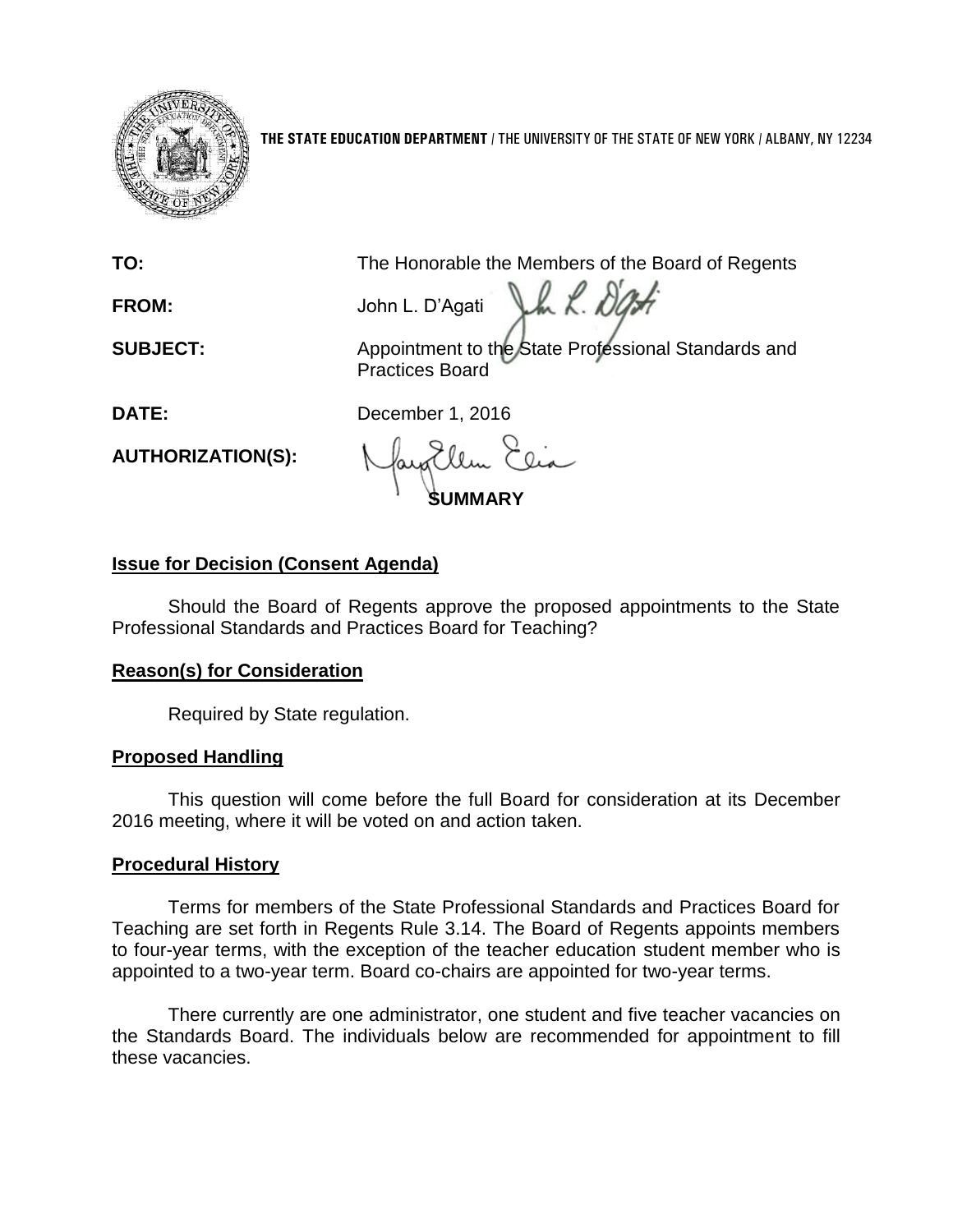**THE STATE EDUCATION DEPARTMENT** / THE UNIVERSITY OF THE STATE OF NEW YORK / ALBANY, NY 12234

**TO:** The Honorable the Members of the Board of Regents

**FROM:** John L. D'Agati

**SUBJECT:** Appointment to the State Professional Standards and Practices Board

**DATE:** December 1, 2016

**AUTHORIZATION(S):**

**SUMMARY**

## Issue for Decision (Consent Agenda)

Should the Board of Regents approve the proposed appointments to the State Professional Standards and Practices Board for Teaching?

## Reason(s) for Consideration

Required by State regulation.

## Proposed Handling

This question will come before the full Board for consideration at its December 2016 meeting, where it will be voted on and action taken.

## Procedural History

Terms for members of the State Professional Standards and Practices Board for Teaching are set forth in Regents Rule 3.14. The Board of Regents appoints members to four-year terms, with the exception of the teacher education student member who is appointed to a two-year term. Board co-chairs are appointed for two-year terms.

There currently are one administrator, one student and five teacher vacancies on the Standards Board. The individuals below are recommended for appointment to fill these vacancies.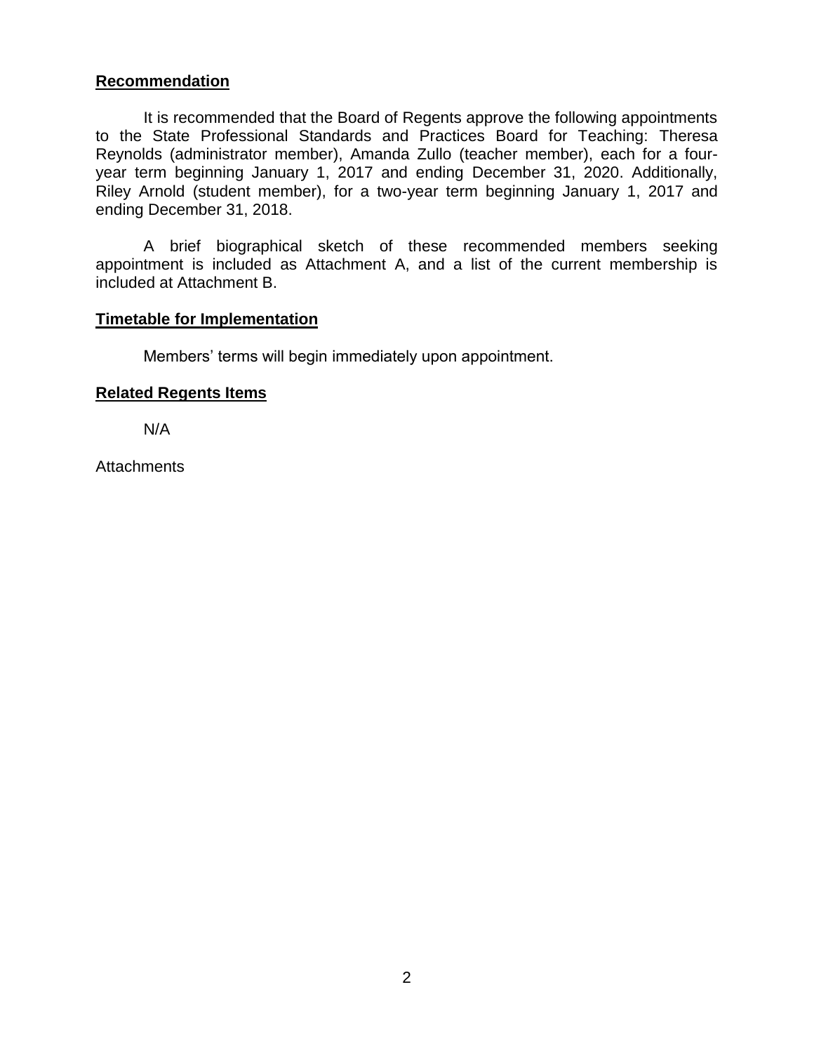## Recommendation

It is recommended that the Board of Regents approve the following appointments to the State Professional Standards and Practices Board for Teaching: Theresa Reynolds (administrator member), Amanda Zullo (teacher member), each for a four-year term beginning January 1, 2017 and ending December 31, 2020. Additionally, Riley Arnold (student member), for a two-year term beginning January 1, 2017 and ending December 31, 2018.

A brief biographical sketch of these recommended members seeking appointment is included as Attachment A, and a list of the current membership is included at Attachment B.

## Timetable for Implementation

Members' terms will begin immediately upon appointment.

## Related Regents Items

N/A

Attachments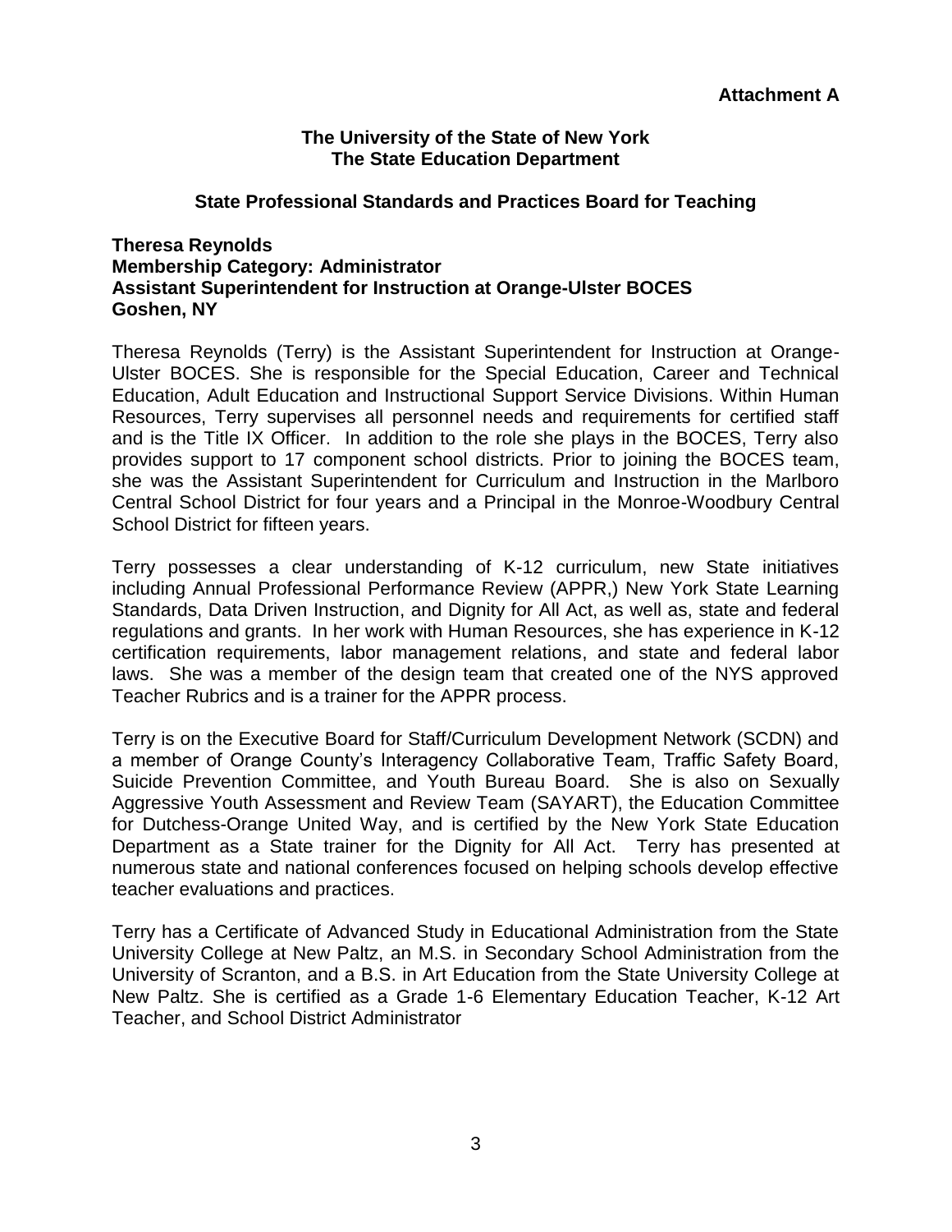**Attachment A**

**The University of the State of New York**
**The State Education Department**

**State Professional Standards and Practices Board for Teaching**

**Theresa Reynolds**
**Membership Category: Administrator**
**Assistant Superintendent for Instruction at Orange-Ulster BOCES**
**Goshen, NY**

Theresa Reynolds (Terry) is the Assistant Superintendent for Instruction at Orange-Ulster BOCES. She is responsible for the Special Education, Career and Technical Education, Adult Education and Instructional Support Service Divisions. Within Human Resources, Terry supervises all personnel needs and requirements for certified staff and is the Title IX Officer. In addition to the role she plays in the BOCES, Terry also provides support to 17 component school districts. Prior to joining the BOCES team, she was the Assistant Superintendent for Curriculum and Instruction in the Marlboro Central School District for four years and a Principal in the Monroe-Woodbury Central School District for fifteen years.

Terry possesses a clear understanding of K-12 curriculum, new State initiatives including Annual Professional Performance Review (APPR,) New York State Learning Standards, Data Driven Instruction, and Dignity for All Act, as well as, state and federal regulations and grants. In her work with Human Resources, she has experience in K-12 certification requirements, labor management relations, and state and federal labor laws. She was a member of the design team that created one of the NYS approved Teacher Rubrics and is a trainer for the APPR process.

Terry is on the Executive Board for Staff/Curriculum Development Network (SCDN) and a member of Orange County's Interagency Collaborative Team, Traffic Safety Board, Suicide Prevention Committee, and Youth Bureau Board. She is also on Sexually Aggressive Youth Assessment and Review Team (SAYART), the Education Committee for Dutchess-Orange United Way, and is certified by the New York State Education Department as a State trainer for the Dignity for All Act. Terry has presented at numerous state and national conferences focused on helping schools develop effective teacher evaluations and practices.

Terry has a Certificate of Advanced Study in Educational Administration from the State University College at New Paltz, an M.S. in Secondary School Administration from the University of Scranton, and a B.S. in Art Education from the State University College at New Paltz. She is certified as a Grade 1-6 Elementary Education Teacher, K-12 Art Teacher, and School District Administrator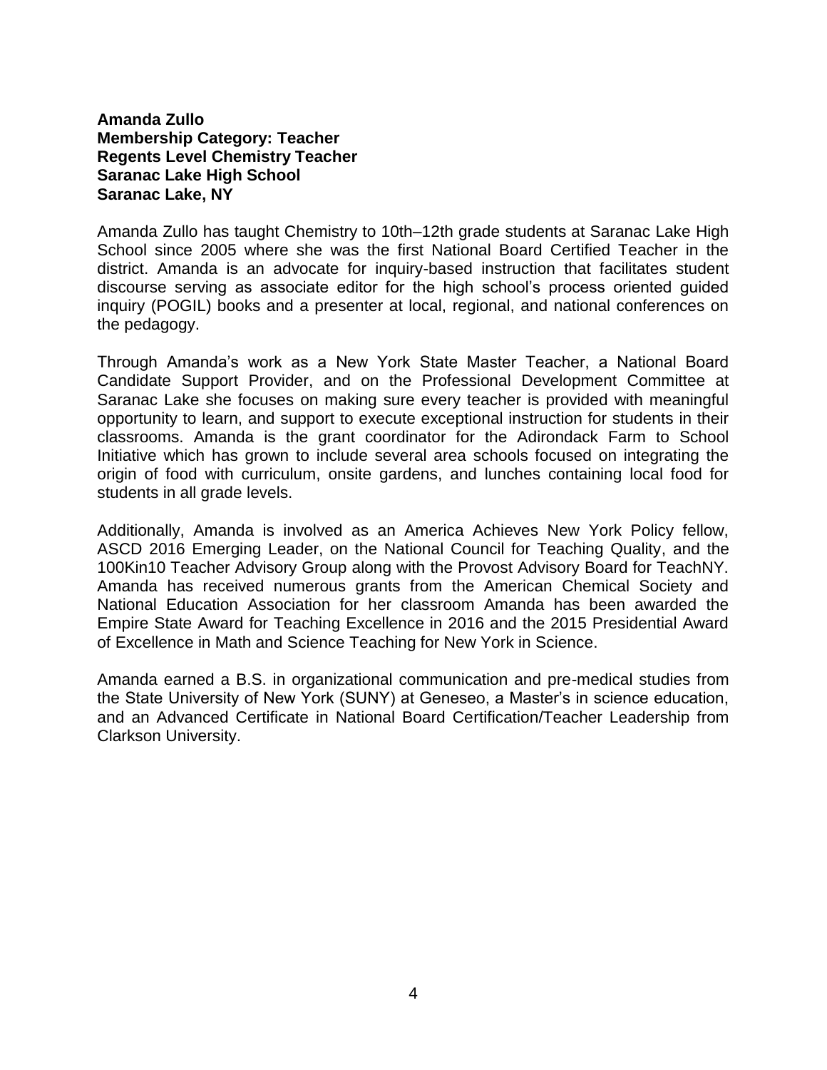**Amanda Zullo**
**Membership Category: Teacher**
**Regents Level Chemistry Teacher**
**Saranac Lake High School**
**Saranac Lake, NY**

Amanda Zullo has taught Chemistry to 10th–12th grade students at Saranac Lake High School since 2005 where she was the first National Board Certified Teacher in the district. Amanda is an advocate for inquiry-based instruction that facilitates student discourse serving as associate editor for the high school's process oriented guided inquiry (POGIL) books and a presenter at local, regional, and national conferences on the pedagogy.

Through Amanda's work as a New York State Master Teacher, a National Board Candidate Support Provider, and on the Professional Development Committee at Saranac Lake she focuses on making sure every teacher is provided with meaningful opportunity to learn, and support to execute exceptional instruction for students in their classrooms. Amanda is the grant coordinator for the Adirondack Farm to School Initiative which has grown to include several area schools focused on integrating the origin of food with curriculum, onsite gardens, and lunches containing local food for students in all grade levels.

Additionally, Amanda is involved as an America Achieves New York Policy fellow, ASCD 2016 Emerging Leader, on the National Council for Teaching Quality, and the 100Kin10 Teacher Advisory Group along with the Provost Advisory Board for TeachNY. Amanda has received numerous grants from the American Chemical Society and National Education Association for her classroom Amanda has been awarded the Empire State Award for Teaching Excellence in 2016 and the 2015 Presidential Award of Excellence in Math and Science Teaching for New York in Science.

Amanda earned a B.S. in organizational communication and pre-medical studies from the State University of New York (SUNY) at Geneseo, a Master's in science education, and an Advanced Certificate in National Board Certification/Teacher Leadership from Clarkson University.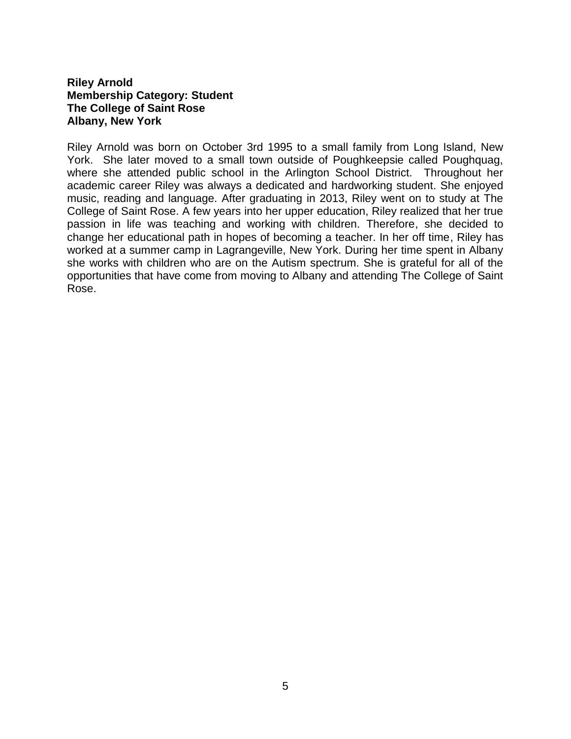**Riley Arnold**
**Membership Category: Student**
**The College of Saint Rose**
**Albany, New York**

Riley Arnold was born on October 3rd 1995 to a small family from Long Island, New York. She later moved to a small town outside of Poughkeepsie called Poughquag, where she attended public school in the Arlington School District. Throughout her academic career Riley was always a dedicated and hardworking student. She enjoyed music, reading and language. After graduating in 2013, Riley went on to study at The College of Saint Rose. A few years into her upper education, Riley realized that her true passion in life was teaching and working with children. Therefore, she decided to change her educational path in hopes of becoming a teacher. In her off time, Riley has worked at a summer camp in Lagrangeville, New York. During her time spent in Albany she works with children who are on the Autism spectrum. She is grateful for all of the opportunities that have come from moving to Albany and attending The College of Saint Rose.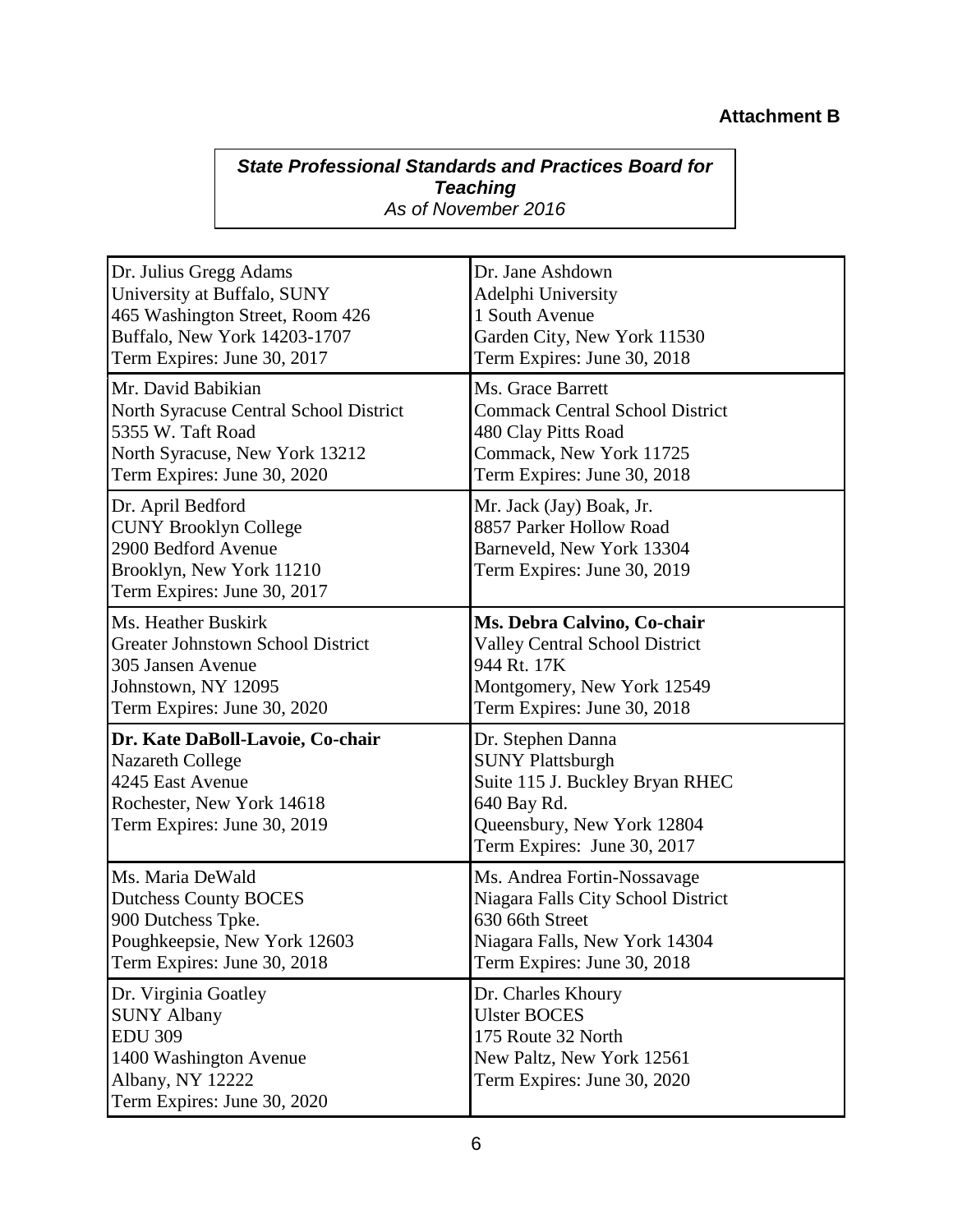**Attachment B**

***State Professional Standards and Practices Board for Teaching***
*As of November 2016*

| | |
|---|---|
| Dr. Julius Gregg Adams<br>University at Buffalo, SUNY<br>465 Washington Street, Room 426<br>Buffalo, New York 14203-1707<br>Term Expires: June 30, 2017 | Dr. Jane Ashdown<br>Adelphi University<br>1 South Avenue<br>Garden City, New York 11530<br>Term Expires: June 30, 2018 |
| Mr. David Babikian<br>North Syracuse Central School District<br>5355 W. Taft Road<br>North Syracuse, New York 13212<br>Term Expires: June 30, 2020 | Ms. Grace Barrett<br>Commack Central School District<br>480 Clay Pitts Road<br>Commack, New York 11725<br>Term Expires: June 30, 2018 |
| Dr. April Bedford<br>CUNY Brooklyn College<br>2900 Bedford Avenue<br>Brooklyn, New York 11210<br>Term Expires: June 30, 2017 | Mr. Jack (Jay) Boak, Jr.<br>8857 Parker Hollow Road<br>Barneveld, New York 13304<br>Term Expires: June 30, 2019 |
| Ms. Heather Buskirk<br>Greater Johnstown School District<br>305 Jansen Avenue<br>Johnstown, NY 12095<br>Term Expires: June 30, 2020 | **Ms. Debra Calvino, Co-chair**<br>Valley Central School District<br>944 Rt. 17K<br>Montgomery, New York 12549<br>Term Expires: June 30, 2018 |
| **Dr. Kate DaBoll-Lavoie, Co-chair**<br>Nazareth College<br>4245 East Avenue<br>Rochester, New York 14618<br>Term Expires: June 30, 2019 | Dr. Stephen Danna<br>SUNY Plattsburgh<br>Suite 115 J. Buckley Bryan RHEC<br>640 Bay Rd.<br>Queensbury, New York 12804<br>Term Expires: June 30, 2017 |
| Ms. Maria DeWald<br>Dutchess County BOCES<br>900 Dutchess Tpke.<br>Poughkeepsie, New York 12603<br>Term Expires: June 30, 2018 | Ms. Andrea Fortin-Nossavage<br>Niagara Falls City School District<br>630 66th Street<br>Niagara Falls, New York 14304<br>Term Expires: June 30, 2018 |
| Dr. Virginia Goatley<br>SUNY Albany<br>EDU 309<br>1400 Washington Avenue<br>Albany, NY 12222<br>Term Expires: June 30, 2020 | Dr. Charles Khoury<br>Ulster BOCES<br>175 Route 32 North<br>New Paltz, New York 12561<br>Term Expires: June 30, 2020 |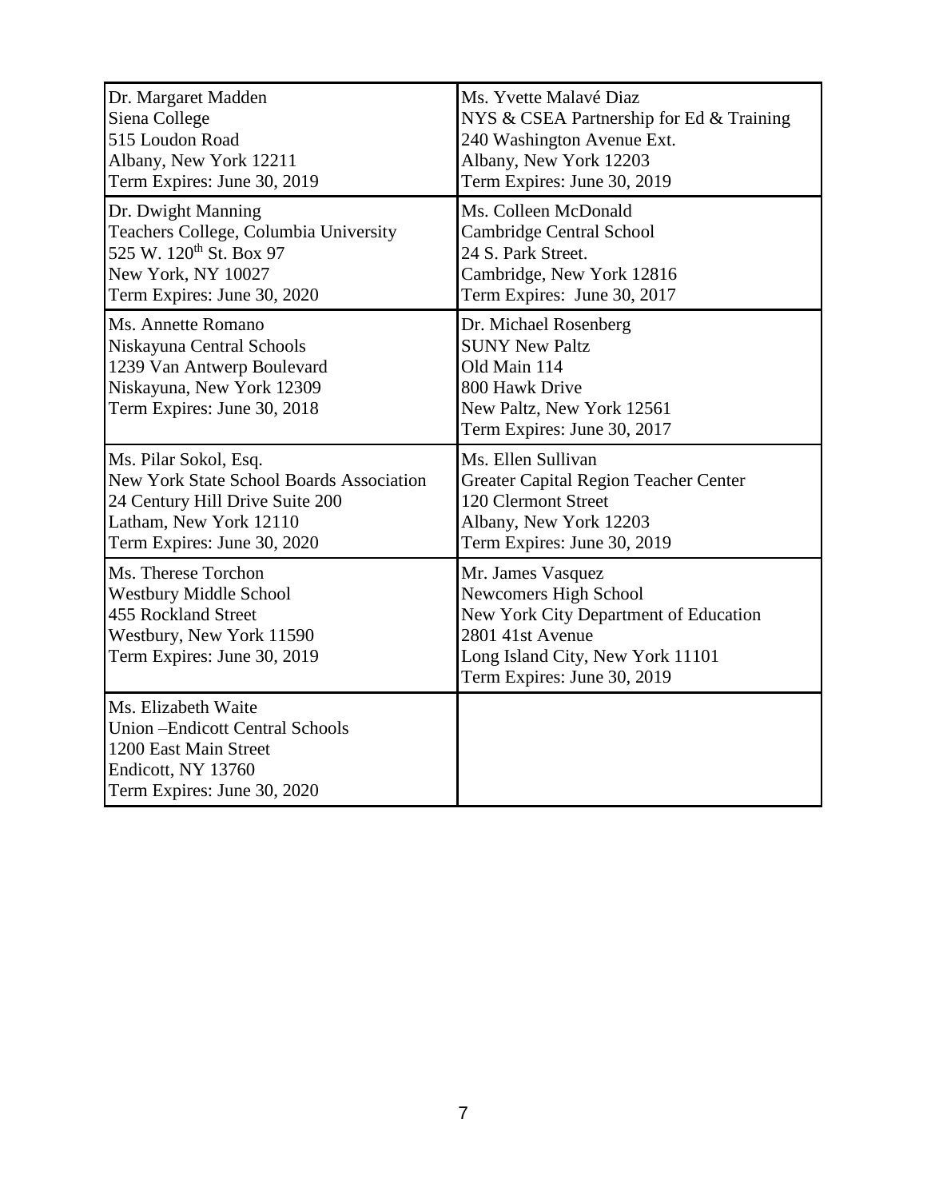| | |
|---|---|
| Dr. Margaret Madden<br>Siena College<br>515 Loudon Road<br>Albany, New York 12211<br>Term Expires: June 30, 2019 | Ms. Yvette Malavé Diaz<br>NYS & CSEA Partnership for Ed & Training<br>240 Washington Avenue Ext.<br>Albany, New York 12203<br>Term Expires: June 30, 2019 |
| Dr. Dwight Manning<br>Teachers College, Columbia University<br>525 W. 120th St. Box 97<br>New York, NY 10027<br>Term Expires: June 30, 2020 | Ms. Colleen McDonald<br>Cambridge Central School<br>24 S. Park Street.<br>Cambridge, New York 12816<br>Term Expires: June 30, 2017 |
| Ms. Annette Romano<br>Niskayuna Central Schools<br>1239 Van Antwerp Boulevard<br>Niskayuna, New York 12309<br>Term Expires: June 30, 2018 | Dr. Michael Rosenberg<br>SUNY New Paltz<br>Old Main 114<br>800 Hawk Drive<br>New Paltz, New York 12561<br>Term Expires: June 30, 2017 |
| Ms. Pilar Sokol, Esq.<br>New York State School Boards Association<br>24 Century Hill Drive Suite 200<br>Latham, New York 12110<br>Term Expires: June 30, 2020 | Ms. Ellen Sullivan<br>Greater Capital Region Teacher Center<br>120 Clermont Street<br>Albany, New York 12203<br>Term Expires: June 30, 2019 |
| Ms. Therese Torchon<br>Westbury Middle School<br>455 Rockland Street<br>Westbury, New York 11590<br>Term Expires: June 30, 2019 | Mr. James Vasquez<br>Newcomers High School<br>New York City Department of Education<br>2801 41st Avenue<br>Long Island City, New York 11101<br>Term Expires: June 30, 2019 |
| Ms. Elizabeth Waite<br>Union –Endicott Central Schools<br>1200 East Main Street<br>Endicott, NY 13760<br>Term Expires: June 30, 2020 | |